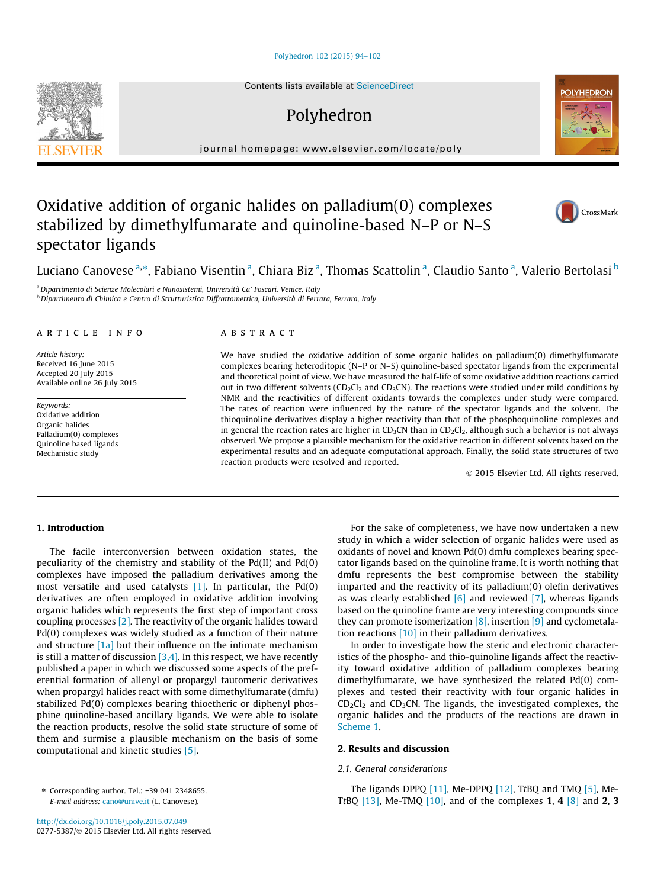# Oxidative addition of organic halides on palladium(0) complexes stabilized by dimethylfumarate and quinoline-based N–P or N–S spectator ligands

Luciano Canovese [a,*], Fabiano Visentin [a], Chiara Biz [a], Thomas Scattolin [a], Claudio Santo [a], Valerio Bertolasi [b]

[a] Dipartimento di Scienze Molecolari e Nanosistemi, Università Ca' Foscari, Venice, Italy

[b] Dipartimento di Chimica e Centro di Strutturistica Diffrattometrica, Università di Ferrara, Ferrara, Italy

## ARTICLE INFO

*Article history:*
Received 16 June 2015
Accepted 20 July 2015
Available online 26 July 2015

*Keywords:*
Oxidative addition
Organic halides
Palladium(0) complexes
Quinoline based ligands
Mechanistic study

## ABSTRACT

We have studied the oxidative addition of some organic halides on palladium(0) dimethylfumarate complexes bearing heteroditopic (N–P or N–S) quinoline-based spectator ligands from the experimental and theoretical point of view. We have measured the half-life of some oxidative addition reactions carried out in two different solvents ($CD_2Cl_2$ and $CD_3CN$). The reactions were studied under mild conditions by NMR and the reactivities of different oxidants towards the complexes under study were compared. The rates of reaction were influenced by the nature of the spectator ligands and the solvent. The thioquinoline derivatives display a higher reactivity than that of the phosphoquinoline complexes and in general the reaction rates are higher in $CD_3CN$ than in $CD_2Cl_2$, although such a behavior is not always observed. We propose a plausible mechanism for the oxidative reaction in different solvents based on the experimental results and an adequate computational approach. Finally, the solid state structures of two reaction products were resolved and reported.

© 2015 Elsevier Ltd. All rights reserved.

## 1. Introduction

The facile interconversion between oxidation states, the peculiarity of the chemistry and stability of the Pd(II) and Pd(0) complexes have imposed the palladium derivatives among the most versatile and used catalysts [1]. In particular, the Pd(0) derivatives are often employed in oxidative addition involving organic halides which represents the first step of important cross coupling processes [2]. The reactivity of the organic halides toward Pd(0) complexes was widely studied as a function of their nature and structure [1a] but their influence on the intimate mechanism is still a matter of discussion [3,4]. In this respect, we have recently published a paper in which we discussed some aspects of the preferential formation of allenyl or propargyl tautomeric derivatives when propargyl halides react with some dimethylfumarate (dmfu) stabilized Pd(0) complexes bearing thioetheric or diphenyl phosphine quinoline-based ancillary ligands. We were able to isolate the reaction products, resolve the solid state structure of some of them and surmise a plausible mechanism on the basis of some computational and kinetic studies [5].

For the sake of completeness, we have now undertaken a new study in which a wider selection of organic halides were used as oxidants of novel and known Pd(0) dmfu complexes bearing spectator ligands based on the quinoline frame. It is worth nothing that dmfu represents the best compromise between the stability imparted and the reactivity of its palladium(0) olefin derivatives as was clearly established [6] and reviewed [7], whereas ligands based on the quinoline frame are very interesting compounds since they can promote isomerization [8], insertion [9] and cyclometalation reactions [10] in their palladium derivatives.

In order to investigate how the steric and electronic characteristics of the phospho- and thio-quinoline ligands affect the reactivity toward oxidative addition of palladium complexes bearing dimethylfumarate, we have synthesized the related Pd(0) complexes and tested their reactivity with four organic halides in $CD_2Cl_2$ and $CD_3CN$. The ligands, the investigated complexes, the organic halides and the products of the reactions are drawn in Scheme 1.

## 2. Results and discussion

### 2.1. General considerations

The ligands DPPQ [11], Me-DPPQ [12], T*t*BQ and TMQ [5], Me-T*t*BQ [13], Me-TMQ [10], and of the complexes **1**, **4** [8] and **2**, **3**

---

\* Corresponding author. Tel.: +39 041 2348655.
*E-mail address:* cano@unive.it (L. Canovese).

http://dx.doi.org/10.1016/j.poly.2015.07.049
0277-5387/© 2015 Elsevier Ltd. All rights reserved.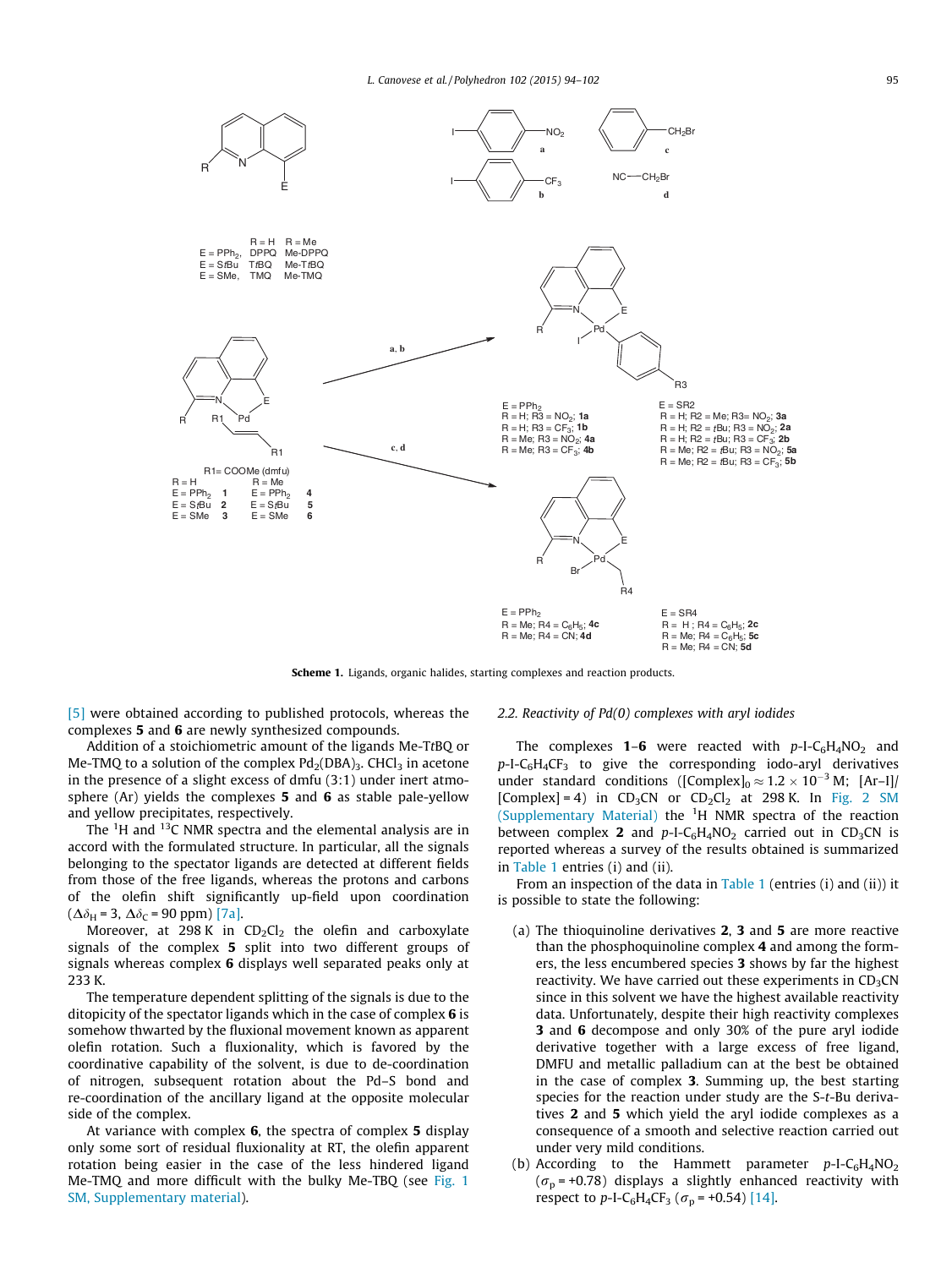Scheme 1. Ligands, organic halides, starting complexes and reaction products.

[5] were obtained according to published protocols, whereas the complexes **5** and **6** are newly synthesized compounds.

Addition of a stoichiometric amount of the ligands Me-T*t*BQ or Me-TMQ to a solution of the complex $Pd_2(DBA)_3 \cdot CHCl_3$ in acetone in the presence of a slight excess of dmfu (3:1) under inert atmosphere (Ar) yields the complexes **5** and **6** as stable pale-yellow and yellow precipitates, respectively.

The [1]H and [13]C NMR spectra and the elemental analysis are in accord with the formulated structure. In particular, all the signals belonging to the spectator ligands are detected at different fields from those of the free ligands, whereas the protons and carbons of the olefin shift significantly up-field upon coordination ($\Delta\delta_H = 3$, $\Delta\delta_C = 90$ ppm) [7a].

Moreover, at 298 K in $CD_2Cl_2$ the olefin and carboxylate signals of the complex **5** split into two different groups of signals whereas complex **6** displays well separated peaks only at 233 K.

The temperature dependent splitting of the signals is due to the ditopicity of the spectator ligands which in the case of complex **6** is somehow thwarted by the fluxional movement known as apparent olefin rotation. Such a fluxionality, which is favored by the coordinative capability of the solvent, is due to de-coordination of nitrogen, subsequent rotation about the Pd–S bond and re-coordination of the ancillary ligand at the opposite molecular side of the complex.

At variance with complex **6**, the spectra of complex **5** display only some sort of residual fluxionality at RT, the olefin apparent rotation being easier in the case of the less hindered ligand Me-TMQ and more difficult with the bulky Me-TBQ (see Fig. 1 SM, Supplementary material).

### 2.2. Reactivity of Pd(0) complexes with aryl iodides

The complexes **1**–**6** were reacted with $p$-I-$C_6H_4NO_2$ and $p$-I-$C_6H_4CF_3$ to give the corresponding iodo-aryl derivatives under standard conditions ($[\text{Complex}]_0 \approx 1.2 \times 10^{-3}$ M; $[\text{Ar–I}]/[\text{Complex}] = 4$) in $CD_3CN$ or $CD_2Cl_2$ at 298 K. In Fig. 2 SM (Supplementary Material) the [1]H NMR spectra of the reaction between complex **2** and $p$-I-$C_6H_4NO_2$ carried out in $CD_3CN$ is reported whereas a survey of the results obtained is summarized in Table 1 entries (i) and (ii).

From an inspection of the data in Table 1 (entries (i) and (ii)) it is possible to state the following:

(a) The thioquinoline derivatives **2**, **3** and **5** are more reactive than the phosphoquinoline complex **4** and among the formers, the less encumbered species **3** shows by far the highest reactivity. We have carried out these experiments in $CD_3CN$ since in this solvent we have the highest available reactivity data. Unfortunately, despite their high reactivity complexes **3** and **6** decompose and only 30% of the pure aryl iodide derivative together with a large excess of free ligand, DMFU and metallic palladium can at the best be obtained in the case of complex **3**. Summing up, the best starting species for the reaction under study are the S-*t*-Bu derivatives **2** and **5** which yield the aryl iodide complexes as a consequence of a smooth and selective reaction carried out under very mild conditions.

(b) According to the Hammett parameter $p$-I-$C_6H_4NO_2$ ($\sigma_p = +0.78$) displays a slightly enhanced reactivity with respect to $p$-I-$C_6H_4CF_3$ ($\sigma_p = +0.54$) [14].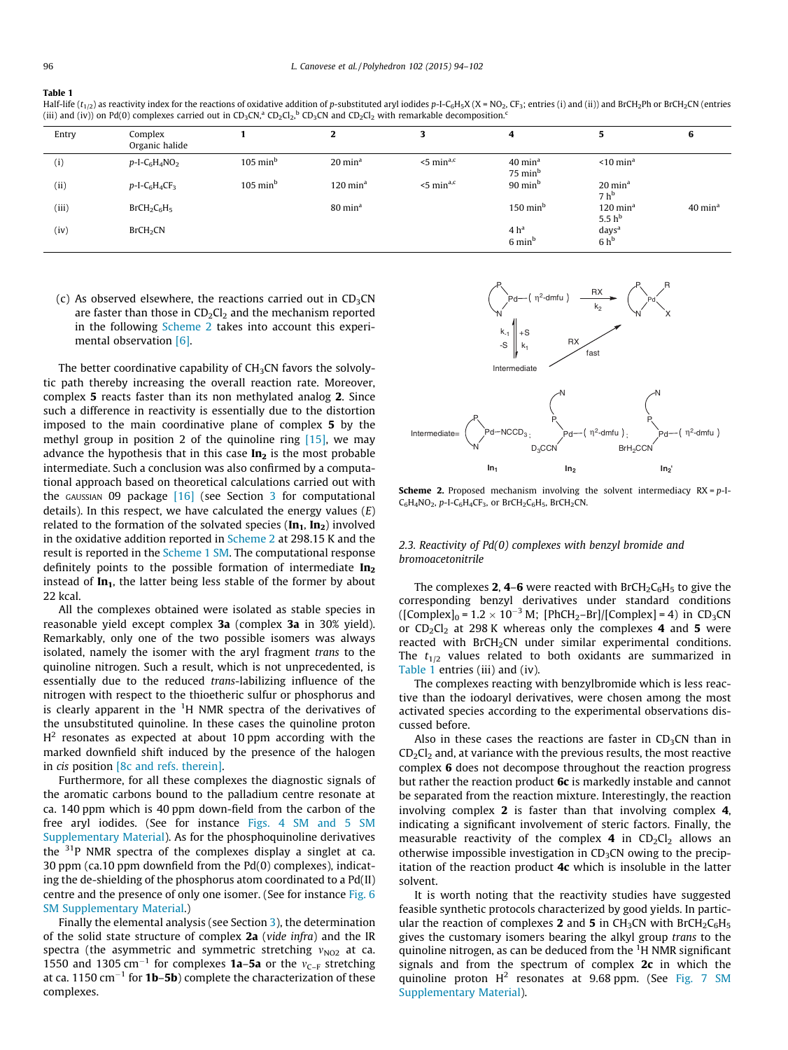**Table 1**

Half-life ($t_{1/2}$) as reactivity index for the reactions of oxidative addition of *p*-substituted aryl iodides *p*-I-$C_6H_5X$ (X = $NO_2$, $CF_3$; entries (i) and (ii)) and $BrCH_2Ph$ or $BrCH_2CN$ (entries (iii) and (iv)) on Pd(0) complexes carried out in $CD_3CN$,[a] $CD_2Cl_2$,[b] $CD_3CN$ and $CD_2Cl_2$ with remarkable decomposition.[c]

| Entry | Complex / Organic halide | **1** | **2** | **3** | **4** | **5** | **6** |
|---|---|---|---|---|---|---|---|
| (i) | *p*-I-$C_6H_4NO_2$ | 105 min[b] | 20 min[a] | <5 min[a,c] | 40 min[a] 75 min[b] | <10 min[a] | |
| (ii) | *p*-I-$C_6H_4CF_3$ | 105 min[b] | 120 min[a] | <5 min[a,c] | 90 min[b] | 20 min[a] 7 h[b] | |
| (iii) | $BrCH_2C_6H_5$ | | 80 min[a] | | 150 min[b] | 120 min[a] 5.5 h[b] | 40 min[a] |
| (iv) | $BrCH_2CN$ | | | | 4 h[a] 6 min[b] | days[a] 6 h[b] | |

(c) As observed elsewhere, the reactions carried out in $CD_3CN$ are faster than those in $CD_2Cl_2$ and the mechanism reported in the following Scheme 2 takes into account this experimental observation [6].

The better coordinative capability of $CH_3CN$ favors the solvolytic path thereby increasing the overall reaction rate. Moreover, complex **5** reacts faster than its non methylated analog **2**. Since such a difference in reactivity is essentially due to the distortion imposed to the main coordinative plane of complex **5** by the methyl group in position 2 of the quinoline ring [15], we may advance the hypothesis that in this case **In$_2$** is the most probable intermediate. Such a conclusion was also confirmed by a computational approach based on theoretical calculations carried out with the GAUSSIAN 09 package [16] (see Section 3 for computational details). In this respect, we have calculated the energy values (*E*) related to the formation of the solvated species (**In$_1$**, **In$_2$**) involved in the oxidative addition reported in Scheme 2 at 298.15 K and the result is reported in the Scheme 1 SM. The computational response definitely points to the possible formation of intermediate **In$_2$** instead of **In$_1$**, the latter being less stable of the former by about 22 kcal.

All the complexes obtained were isolated as stable species in reasonable yield except complex **3a** (complex **3a** in 30% yield). Remarkably, only one of the two possible isomers was always isolated, namely the isomer with the aryl fragment *trans* to the quinoline nitrogen. Such a result, which is not unprecedented, is essentially due to the reduced *trans*-labilizing influence of the nitrogen with respect to the thioetheric sulfur or phosphorus and is clearly apparent in the $^1$H NMR spectra of the derivatives of the unsubstituted quinoline. In these cases the quinoline proton $H^2$ resonates as expected at about 10 ppm according with the marked downfield shift induced by the presence of the halogen in *cis* position [8c and refs. therein].

Furthermore, for all these complexes the diagnostic signals of the aromatic carbons bound to the palladium centre resonate at ca. 140 ppm which is 40 ppm down-field from the carbon of the free aryl iodides. (See for instance Figs. 4 SM and 5 SM Supplementary Material). As for the phosphoquinoline derivatives the $^{31}$P NMR spectra of the complexes display a singlet at ca. 30 ppm (ca.10 ppm downfield from the Pd(0) complexes), indicating the de-shielding of the phosphorus atom coordinated to a Pd(II) centre and the presence of only one isomer. (See for instance Fig. 6 SM Supplementary Material.)

Finally the elemental analysis (see Section 3), the determination of the solid state structure of complex **2a** (*vide infra*) and the IR spectra (the asymmetric and symmetric stretching $\nu_{NO2}$ at ca. 1550 and 1305 $cm^{-1}$ for complexes **1a**–**5a** or the $\nu_{C-F}$ stretching at ca. 1150 $cm^{-1}$ for **1b**–**5b**) complete the characterization of these complexes.

**Scheme 2.** Proposed mechanism involving the solvent intermediacy RX = *p*-I-$C_6H_4NO_2$, *p*-I-$C_6H_4CF_3$, or $BrCH_2C_6H_5$, $BrCH_2CN$.

### 2.3. Reactivity of Pd(0) complexes with benzyl bromide and bromoacetonitrile

The complexes **2**, **4**–**6** were reacted with $BrCH_2C_6H_5$ to give the corresponding benzyl derivatives under standard conditions ($[Complex]_0 = 1.2 \times 10^{-3}$ M; $[PhCH_2–Br]/[Complex] = 4$) in $CD_3CN$ or $CD_2Cl_2$ at 298 K whereas only the complexes **4** and **5** were reacted with $BrCH_2CN$ under similar experimental conditions. The $t_{1/2}$ values related to both oxidants are summarized in Table 1 entries (iii) and (iv).

The complexes reacting with benzylbromide which is less reactive than the iodoaryl derivatives, were chosen among the most activated species according to the experimental observations discussed before.

Also in these cases the reactions are faster in $CD_3CN$ than in $CD_2Cl_2$ and, at variance with the previous results, the most reactive complex **6** does not decompose throughout the reaction progress but rather the reaction product **6c** is markedly instable and cannot be separated from the reaction mixture. Interestingly, the reaction involving complex **2** is faster than that involving complex **4**, indicating a significant involvement of steric factors. Finally, the measurable reactivity of the complex **4** in $CD_2Cl_2$ allows an otherwise impossible investigation in $CD_3CN$ owing to the precipitation of the reaction product **4c** which is insoluble in the latter solvent.

It is worth noting that the reactivity studies have suggested feasible synthetic protocols characterized by good yields. In particular the reaction of complexes **2** and **5** in $CH_3CN$ with $BrCH_2C_6H_5$ gives the customary isomers bearing the alkyl group *trans* to the quinoline nitrogen, as can be deduced from the $^1$H NMR significant signals and from the spectrum of complex **2c** in which the quinoline proton $H^2$ resonates at 9.68 ppm. (See Fig. 7 SM Supplementary Material).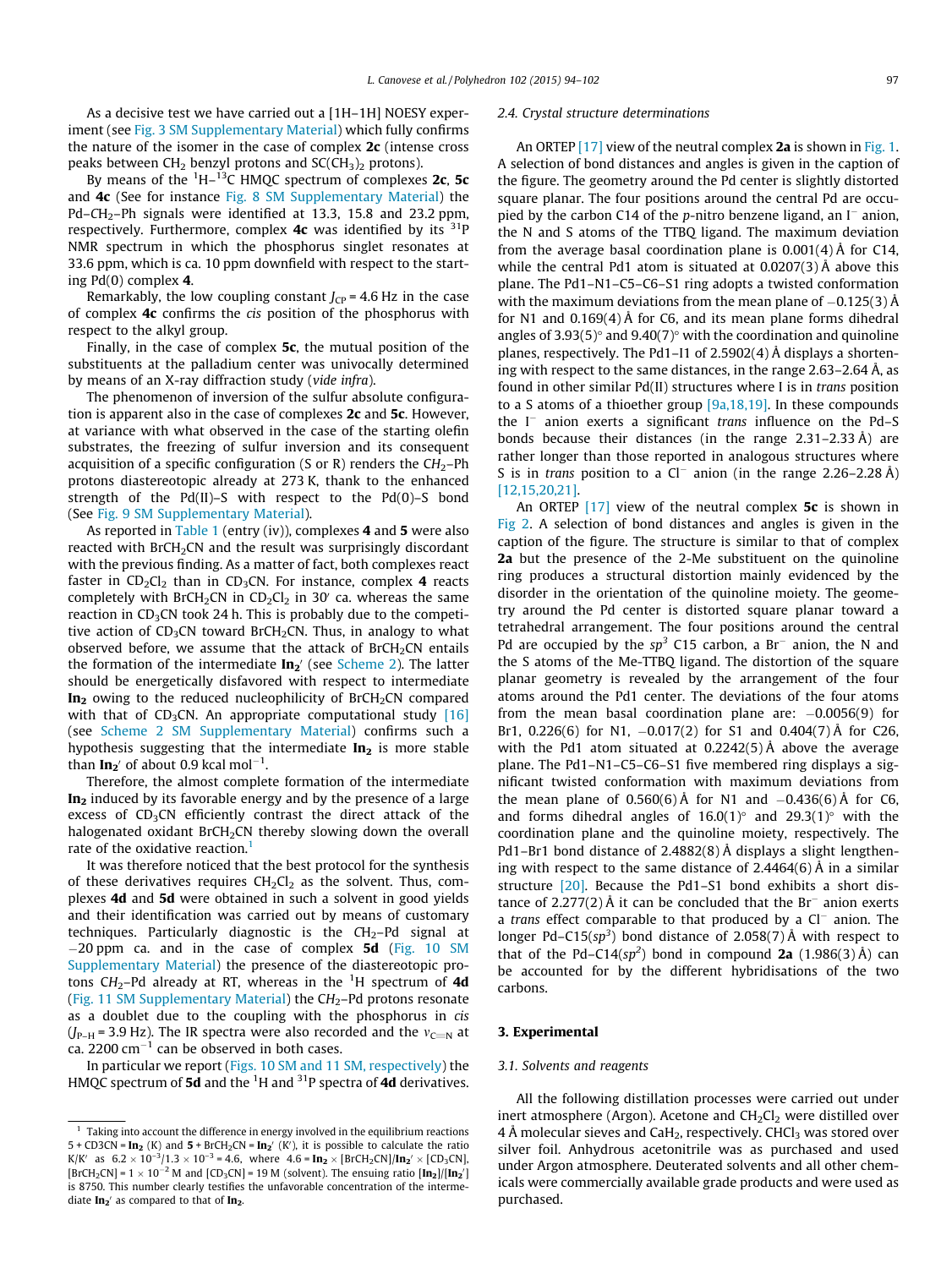As a decisive test we have carried out a [1H–1H] NOESY experiment (see Fig. 3 SM Supplementary Material) which fully confirms the nature of the isomer in the case of complex **2c** (intense cross peaks between $CH_2$ benzyl protons and $SC(CH_3)_2$ protons).

By means of the $^{1}H$–$^{13}C$ HMQC spectrum of complexes **2c**, **5c** and **4c** (See for instance Fig. 8 SM Supplementary Material) the Pd–$CH_2$–Ph signals were identified at 13.3, 15.8 and 23.2 ppm, respectively. Furthermore, complex **4c** was identified by its $^{31}P$ NMR spectrum in which the phosphorus singlet resonates at 33.6 ppm, which is ca. 10 ppm downfield with respect to the starting Pd(0) complex **4**.

Remarkably, the low coupling constant $J_{CP}$ = 4.6 Hz in the case of complex **4c** confirms the *cis* position of the phosphorus with respect to the alkyl group.

Finally, in the case of complex **5c**, the mutual position of the substituents at the palladium center was univocally determined by means of an X-ray diffraction study (*vide infra*).

The phenomenon of inversion of the sulfur absolute configuration is apparent also in the case of complexes **2c** and **5c**. However, at variance with what observed in the case of the starting olefin substrates, the freezing of sulfur inversion and its consequent acquisition of a specific configuration (S or R) renders the $CH_2$–Ph protons diastereotopic already at 273 K, thank to the enhanced strength of the Pd(II)–S with respect to the Pd(0)–S bond (See Fig. 9 SM Supplementary Material).

As reported in Table 1 (entry (iv)), complexes **4** and **5** were also reacted with $BrCH_2CN$ and the result was surprisingly discordant with the previous finding. As a matter of fact, both complexes react faster in $CD_2Cl_2$ than in $CD_3CN$. For instance, complex **4** reacts completely with $BrCH_2CN$ in $CD_2Cl_2$ in 30′ ca. whereas the same reaction in $CD_3CN$ took 24 h. This is probably due to the competitive action of $CD_3CN$ toward $BrCH_2CN$. Thus, in analogy to what observed before, we assume that the attack of $BrCH_2CN$ entails the formation of the intermediate $\mathbf{In_2}'$ (see Scheme 2). The latter should be energetically disfavored with respect to intermediate $\mathbf{In_2}$ owing to the reduced nucleophilicity of $BrCH_2CN$ compared with that of $CD_3CN$. An appropriate computational study [16] (see Scheme 2 SM Supplementary Material) confirms such a hypothesis suggesting that the intermediate $\mathbf{In_2}$ is more stable than $\mathbf{In_2}'$ of about 0.9 kcal $mol^{-1}$.

Therefore, the almost complete formation of the intermediate $\mathbf{In_2}$ induced by its favorable energy and by the presence of a large excess of $CD_3CN$ efficiently contrast the direct attack of the halogenated oxidant $BrCH_2CN$ thereby slowing down the overall rate of the oxidative reaction.[1]

It was therefore noticed that the best protocol for the synthesis of these derivatives requires $CH_2Cl_2$ as the solvent. Thus, complexes **4d** and **5d** were obtained in such a solvent in good yields and their identification was carried out by means of customary techniques. Particularly diagnostic is the $CH_2$–Pd signal at −20 ppm ca. and in the case of complex **5d** (Fig. 10 SM Supplementary Material) the presence of the diastereotopic protons $CH_2$–Pd already at RT, whereas in the $^{1}H$ spectrum of **4d** (Fig. 11 SM Supplementary Material) the $CH_2$–Pd protons resonate as a doublet due to the coupling with the phosphorus in *cis* ($J_{P-H}$ = 3.9 Hz). The IR spectra were also recorded and the $\nu_{C\equiv N}$ at ca. 2200 $cm^{-1}$ can be observed in both cases.

In particular we report (Figs. 10 SM and 11 SM, respectively) the HMQC spectrum of **5d** and the $^{1}H$ and $^{31}P$ spectra of **4d** derivatives.

[1] Taking into account the difference in energy involved in the equilibrium reactions **5** + CD3CN = $\mathbf{In_2}$ (K) and **5** + $BrCH_2CN$ = $\mathbf{In_2}'$ (K′), it is possible to calculate the ratio K/K′ as $6.2 \times 10^{-3}/1.3 \times 10^{-3}$ = 4.6, where 4.6 = $\mathbf{In_2}$ × [$BrCH_2CN$]/$\mathbf{In_2}'$ × [$CD_3CN$], [$BrCH_2CN$] = $1 \times 10^{-2}$ M and [$CD_3CN$] = 19 M (solvent). The ensuing ratio [$\mathbf{In_2}$]/[$\mathbf{In_2}'$] is 8750. This number clearly testifies the unfavorable concentration of the intermediate $\mathbf{In_2}'$ as compared to that of $\mathbf{In_2}$.

### 2.4. Crystal structure determinations

An ORTEP [17] view of the neutral complex **2a** is shown in Fig. 1. A selection of bond distances and angles is given in the caption of the figure. The geometry around the Pd center is slightly distorted square planar. The four positions around the central Pd are occupied by the carbon C14 of the *p*-nitro benzene ligand, an $I^-$ anion, the N and S atoms of the TTBQ ligand. The maximum deviation from the average basal coordination plane is 0.001(4) Å for C14, while the central Pd1 atom is situated at 0.0207(3) Å above this plane. The Pd1–N1–C5–C6–S1 ring adopts a twisted conformation with the maximum deviations from the mean plane of −0.125(3) Å for N1 and 0.169(4) Å for C6, and its mean plane forms dihedral angles of 3.93(5)° and 9.40(7)° with the coordination and quinoline planes, respectively. The Pd1–I1 of 2.5902(4) Å displays a shortening with respect to the same distances, in the range 2.63–2.64 Å, as found in other similar Pd(II) structures where I is in *trans* position to a S atoms of a thioether group [9a,18,19]. In these compounds the $I^-$ anion exerts a significant *trans* influence on the Pd–S bonds because their distances (in the range 2.31–2.33 Å) are rather longer than those reported in analogous structures where S is in *trans* position to a $Cl^-$ anion (in the range 2.26–2.28 Å) [12,15,20,21].

An ORTEP [17] view of the neutral complex **5c** is shown in Fig 2. A selection of bond distances and angles is given in the caption of the figure. The structure is similar to that of complex **2a** but the presence of the 2-Me substituent on the quinoline ring produces a structural distortion mainly evidenced by the disorder in the orientation of the quinoline moiety. The geometry around the Pd center is distorted square planar toward a tetrahedral arrangement. The four positions around the central Pd are occupied by the *sp³* C15 carbon, a $Br^-$ anion, the N and the S atoms of the Me-TTBQ ligand. The distortion of the square planar geometry is revealed by the arrangement of the four atoms around the Pd1 center. The deviations of the four atoms from the mean basal coordination plane are: −0.0056(9) for Br1, 0.226(6) for N1, −0.017(2) for S1 and 0.404(7) Å for C26, with the Pd1 atom situated at 0.2242(5) Å above the average plane. The Pd1–N1–C5–C6–S1 five membered ring displays a significant twisted conformation with maximum deviations from the mean plane of 0.560(6) Å for N1 and −0.436(6) Å for C6, and forms dihedral angles of 16.0(1)° and 29.3(1)° with the coordination plane and the quinoline moiety, respectively. The Pd1–Br1 bond distance of 2.4882(8) Å displays a slight lengthening with respect to the same distance of 2.4464(6) Å in a similar structure [20]. Because the Pd1–S1 bond exhibits a short distance of 2.277(2) Å it can be concluded that the $Br^-$ anion exerts a *trans* effect comparable to that produced by a $Cl^-$ anion. The longer Pd–C15(*sp³*) bond distance of 2.058(7) Å with respect to that of the Pd–C14(*sp²*) bond in compound **2a** (1.986(3) Å) can be accounted for by the different hybridisations of the two carbons.

## 3. Experimental

### 3.1. Solvents and reagents

All the following distillation processes were carried out under inert atmosphere (Argon). Acetone and $CH_2Cl_2$ were distilled over 4 Å molecular sieves and $CaH_2$, respectively. $CHCl_3$ was stored over silver foil. Anhydrous acetonitrile was as purchased and used under Argon atmosphere. Deuterated solvents and all other chemicals were commercially available grade products and were used as purchased.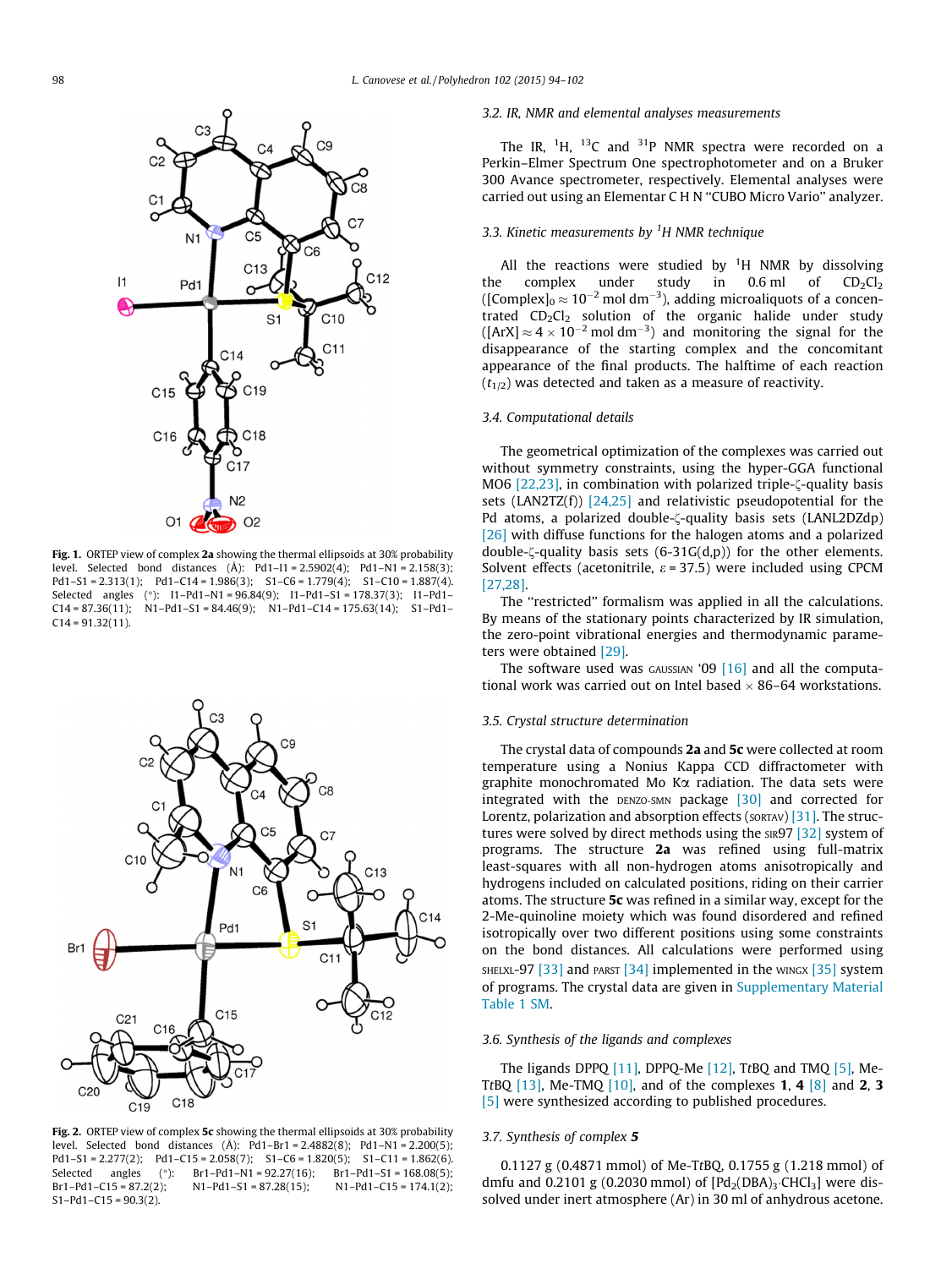Fig. 1. ORTEP view of complex **2a** showing the thermal ellipsoids at 30% probability level. Selected bond distances (Å): Pd1–I1 = 2.5902(4); Pd1–N1 = 2.158(3); Pd1–S1 = 2.313(1); Pd1–C14 = 1.986(3); S1–C6 = 1.779(4); S1–C10 = 1.887(4). Selected angles (°): I1–Pd1–N1 = 96.84(9); I1–Pd1–S1 = 178.37(3); I1–Pd1–C14 = 87.36(11); N1–Pd1–S1 = 84.46(9); N1–Pd1–C14 = 175.63(14); S1–Pd1–C14 = 91.32(11).

Fig. 2. ORTEP view of complex **5c** showing the thermal ellipsoids at 30% probability level. Selected bond distances (Å): Pd1–Br1 = 2.4882(8); Pd1–N1 = 2.200(5); Pd1–S1 = 2.277(2); Pd1–C15 = 2.058(7); S1–C6 = 1.820(5); S1–C11 = 1.862(6). Selected angles (°): Br1–Pd1–N1 = 92.27(16); Br1–Pd1–S1 = 168.08(5); Br1–Pd1–C15 = 87.2(2); N1–Pd1–S1 = 87.28(15); N1–Pd1–C15 = 174.1(2); S1–Pd1–C15 = 90.3(2).

### 3.2. IR, NMR and elemental analyses measurements

The IR, $^{1}H$, $^{13}C$ and $^{31}P$ NMR spectra were recorded on a Perkin–Elmer Spectrum One spectrophotometer and on a Bruker 300 Avance spectrometer, respectively. Elemental analyses were carried out using an Elementar C H N "CUBO Micro Vario" analyzer.

### 3.3. Kinetic measurements by $^{1}H$ NMR technique

All the reactions were studied by $^{1}H$ NMR by dissolving the complex under study in 0.6 ml of $CD_2Cl_2$ ($[Complex]_0 \approx 10^{-2}$ mol dm$^{-3}$), adding microaliquots of a concentrated $CD_2Cl_2$ solution of the organic halide under study ($[ArX] \approx 4 \times 10^{-2}$ mol dm$^{-3}$) and monitoring the signal for the disappearance of the starting complex and the concomitant appearance of the final products. The halftime of each reaction ($t_{1/2}$) was detected and taken as a measure of reactivity.

### 3.4. Computational details

The geometrical optimization of the complexes was carried out without symmetry constraints, using the hyper-GGA functional MO6 [22,23], in combination with polarized triple-ζ-quality basis sets (LAN2TZ(f)) [24,25] and relativistic pseudopotential for the Pd atoms, a polarized double-ζ-quality basis sets (LANL2DZdp) [26] with diffuse functions for the halogen atoms and a polarized double-ζ-quality basis sets (6-31G(d,p)) for the other elements. Solvent effects (acetonitrile, ε = 37.5) were included using CPCM [27,28].

The "restricted" formalism was applied in all the calculations. By means of the stationary points characterized by IR simulation, the zero-point vibrational energies and thermodynamic parameters were obtained [29].

The software used was GAUSSIAN '09 [16] and all the computational work was carried out on Intel based × 86–64 workstations.

### 3.5. Crystal structure determination

The crystal data of compounds **2a** and **5c** were collected at room temperature using a Nonius Kappa CCD diffractometer with graphite monochromated Mo Kα radiation. The data sets were integrated with the DENZO-SMN package [30] and corrected for Lorentz, polarization and absorption effects (SORTAV) [31]. The structures were solved by direct methods using the SIR97 [32] system of programs. The structure **2a** was refined using full-matrix least-squares with all non-hydrogen atoms anisotropically and hydrogens included on calculated positions, riding on their carrier atoms. The structure **5c** was refined in a similar way, except for the 2-Me-quinoline moiety which was found disordered and refined isotropically over two different positions using some constraints on the bond distances. All calculations were performed using SHELXL-97 [33] and PARST [34] implemented in the WINGX [35] system of programs. The crystal data are given in Supplementary Material Table 1 SM.

### 3.6. Synthesis of the ligands and complexes

The ligands DPPQ [11], DPPQ-Me [12], TtBQ and TMQ [5], Me-TtBQ [13], Me-TMQ [10], and of the complexes **1**, **4** [8] and **2**, **3** [5] were synthesized according to published procedures.

### 3.7. Synthesis of complex 5

0.1127 g (0.4871 mmol) of Me-TtBQ, 0.1755 g (1.218 mmol) of dmfu and 0.2101 g (0.2030 mmol) of $[Pd_2(DBA)_3 \cdot CHCl_3]$ were dissolved under inert atmosphere (Ar) in 30 ml of anhydrous acetone.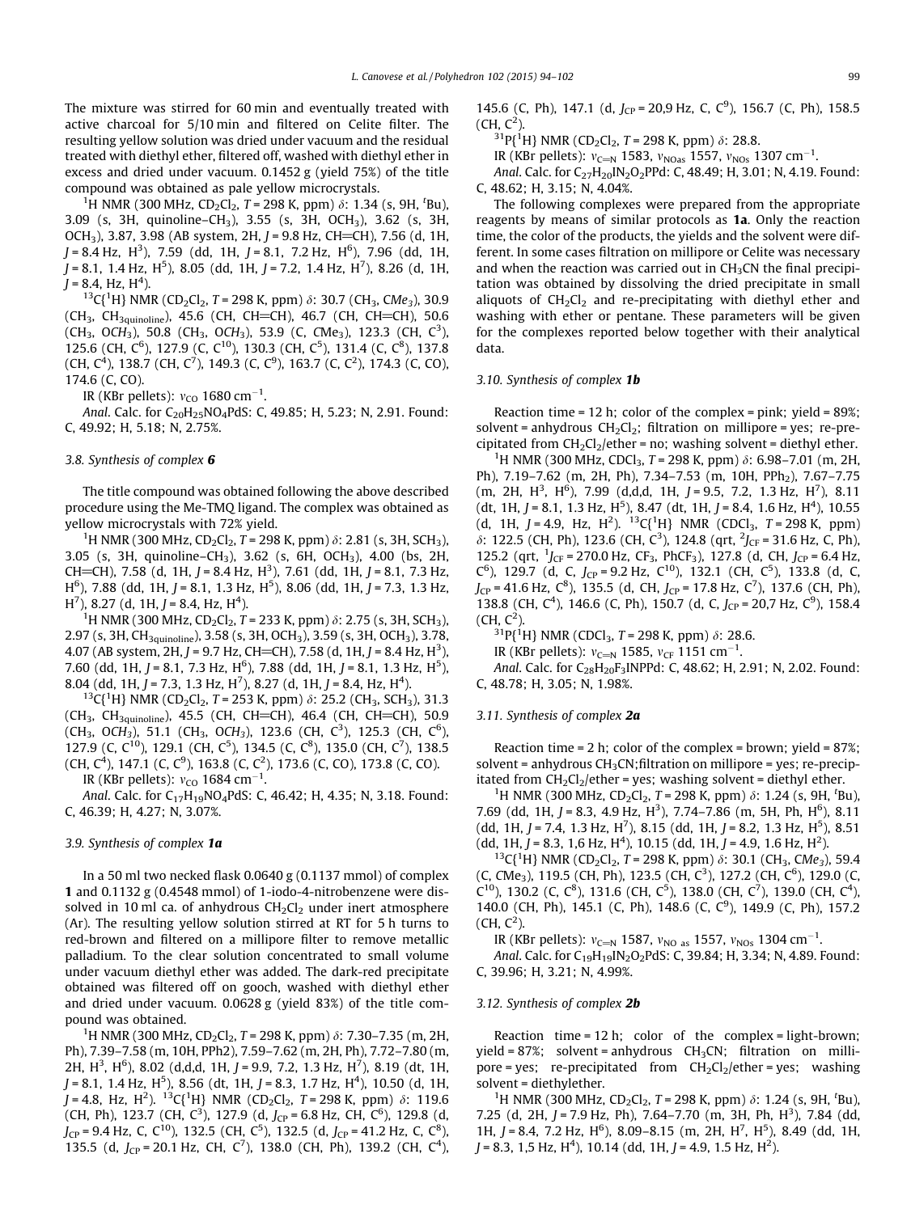The mixture was stirred for 60 min and eventually treated with active charcoal for 5/10 min and filtered on Celite filter. The resulting yellow solution was dried under vacuum and the residual treated with diethyl ether, filtered off, washed with diethyl ether in excess and dried under vacuum. 0.1452 g (yield 75%) of the title compound was obtained as pale yellow microcrystals.

$^{1}$H NMR (300 MHz, $CD_2Cl_2$, T = 298 K, ppm) δ: 1.34 (s, 9H, $^{t}$Bu), 3.09 (s, 3H, quinoline–$CH_3$), 3.55 (s, 3H, $OCH_3$), 3.62 (s, 3H, $OCH_3$), 3.87, 3.98 (AB system, 2H, J = 9.8 Hz, CH=CH), 7.56 (d, 1H, J = 8.4 Hz, H$^3$), 7.59 (dd, 1H, J = 8.1, 7.2 Hz, H$^6$), 7.96 (dd, 1H, J = 8.1, 1.4 Hz, H$^5$), 8.05 (dd, 1H, J = 7.2, 1.4 Hz, H$^7$), 8.26 (d, 1H, J = 8.4, Hz, H$^4$).

$^{13}$C{$^{1}$H} NMR ($CD_2Cl_2$, T = 298 K, ppm) δ: 30.7 ($CH_3$, C*Me*$_3$), 30.9 ($CH_3$, $CH_{3quinoline}$), 45.6 (CH, CH=CH), 46.7 (CH, CH=CH), 50.6 ($CH_3$, O*CH*$_3$), 50.8 ($CH_3$, O*CH*$_3$), 53.9 (C, *C*Me$_3$), 123.3 (CH, C$^3$), 125.6 (CH, C$^6$), 127.9 (C, C$^{10}$), 130.3 (CH, C$^5$), 131.4 (C, C$^8$), 137.8 (CH, C$^4$), 138.7 (CH, C$^7$), 149.3 (C, C$^9$), 163.7 (C, C$^2$), 174.3 (C, CO), 174.6 (C, CO).

IR (KBr pellets): $\nu_{CO}$ 1680 cm$^{-1}$.

*Anal.* Calc. for $C_{20}H_{25}NO_4PdS$: C, 49.85; H, 5.23; N, 2.91. Found: C, 49.92; H, 5.18; N, 2.75%.

### 3.8. Synthesis of complex 6

The title compound was obtained following the above described procedure using the Me-TMQ ligand. The complex was obtained as yellow microcrystals with 72% yield.

$^{1}$H NMR (300 MHz, $CD_2Cl_2$, T = 298 K, ppm) δ: 2.81 (s, 3H, $SCH_3$), 3.05 (s, 3H, quinoline–$CH_3$), 3.62 (s, 6H, $OCH_3$), 4.00 (bs, 2H, CH=CH), 7.58 (d, 1H, J = 8.4 Hz, H$^3$), 7.61 (dd, 1H, J = 8.1, 7.3 Hz, H$^6$), 7.88 (dd, 1H, J = 8.1, 1.3 Hz, H$^5$), 8.06 (dd, 1H, J = 7.3, 1.3 Hz, H$^7$), 8.27 (d, 1H, J = 8.4, Hz, H$^4$).

$^{1}$H NMR (300 MHz, $CD_2Cl_2$, T = 233 K, ppm) δ: 2.75 (s, 3H, $SCH_3$), 2.97 (s, 3H, $CH_{3quinoline}$), 3.58 (s, 3H, $OCH_3$), 3.59 (s, 3H, $OCH_3$), 3.78, 4.07 (AB system, 2H, J = 9.7 Hz, CH=CH), 7.58 (d, 1H, J = 8.4 Hz, H$^3$), 7.60 (dd, 1H, J = 8.1, 7.3 Hz, H$^6$), 7.88 (dd, 1H, J = 8.1, 1.3 Hz, H$^5$), 8.04 (dd, 1H, J = 7.3, 1.3 Hz, H$^7$), 8.27 (d, 1H, J = 8.4, Hz, H$^4$).

$^{13}$C{$^{1}$H} NMR ($CD_2Cl_2$, T = 253 K, ppm) δ: 25.2 ($CH_3$, $SCH_3$), 31.3 ($CH_3$, $CH_{3quinoline}$), 45.5 (CH, CH=CH), 46.4 (CH, CH=CH), 50.9 ($CH_3$, O*CH*$_3$), 51.1 ($CH_3$, O*CH*$_3$), 123.6 (CH, C$^3$), 125.3 (CH, C$^6$), 127.9 (C, C$^{10}$), 129.1 (CH, C$^5$), 134.5 (C, C$^8$), 135.0 (CH, C$^7$), 138.5 (CH, C$^4$), 147.1 (C, C$^9$), 163.8 (C, C$^2$), 173.6 (C, CO), 173.8 (C, CO).

IR (KBr pellets): $\nu_{CO}$ 1684 cm$^{-1}$.

*Anal.* Calc. for $C_{17}H_{19}NO_4PdS$: C, 46.42; H, 4.35; N, 3.18. Found: C, 46.39; H, 4.27; N, 3.07%.

### 3.9. Synthesis of complex 1a

In a 50 ml two necked flask 0.0640 g (0.1137 mmol) of complex **1** and 0.1132 g (0.4548 mmol) of 1-iodo-4-nitrobenzene were dissolved in 10 ml ca. of anhydrous $CH_2Cl_2$ under inert atmosphere (Ar). The resulting yellow solution stirred at RT for 5 h turns to red-brown and filtered on a millipore filter to remove metallic palladium. To the clear solution concentrated to small volume under vacuum diethyl ether was added. The dark-red precipitate obtained was filtered off on gooch, washed with diethyl ether and dried under vacuum. 0.0628 g (yield 83%) of the title compound was obtained.

$^{1}$H NMR (300 MHz, $CD_2Cl_2$, T = 298 K, ppm) δ: 7.30–7.35 (m, 2H, Ph), 7.39–7.58 (m, 10H, PPh2), 7.59–7.62 (m, 2H, Ph), 7.72–7.80 (m, 2H, H$^3$, H$^6$), 8.02 (d,d,d, 1H, J = 9.9, 7.2, 1.3 Hz, H$^7$), 8.19 (dt, 1H, J = 8.1, 1.4 Hz, H$^5$), 8.56 (dt, 1H, J = 8.3, 1.7 Hz, H$^4$), 10.50 (d, 1H, J = 4.8, Hz, H$^2$). $^{13}$C{$^{1}$H} NMR ($CD_2Cl_2$, T = 298 K, ppm) δ: 119.6 (CH, Ph), 123.7 (CH, C$^3$), 127.9 (d, $J_{CP}$ = 6.8 Hz, CH, C$^6$), 129.8 (d, $J_{CP}$ = 9.4 Hz, C, C$^{10}$), 132.5 (CH, C$^5$), 132.5 (d, $J_{CP}$ = 41.2 Hz, C, C$^8$), 135.5 (d, $J_{CP}$ = 20.1 Hz, CH, C$^7$), 138.0 (CH, Ph), 139.2 (CH, C$^4$), 145.6 (C, Ph), 147.1 (d, $J_{CP}$ = 20,9 Hz, C, C$^9$), 156.7 (C, Ph), 158.5 (CH, C$^2$).

$^{31}$P{$^{1}$H} NMR ($CD_2Cl_2$, T = 298 K, ppm) δ: 28.8.

IR (KBr pellets): $\nu_{C=N}$ 1583, $\nu_{NOas}$ 1557, $\nu_{NOs}$ 1307 cm$^{-1}$.

*Anal.* Calc. for $C_{27}H_{20}IN_2O_2PPd$: C, 48.49; H, 3.01; N, 4.19. Found: C, 48.62; H, 3.15; N, 4.04%.

The following complexes were prepared from the appropriate reagents by means of similar protocols as **1a**. Only the reaction time, the color of the products, the yields and the solvent were different. In some cases filtration on millipore or Celite was necessary and when the reaction was carried out in $CH_3CN$ the final precipitation was obtained by dissolving the dried precipitate in small aliquots of $CH_2Cl_2$ and re-precipitating with diethyl ether and washing with ether or pentane. These parameters will be given for the complexes reported below together with their analytical data.

### 3.10. Synthesis of complex 1b

Reaction time = 12 h; color of the complex = pink; yield = 89%; solvent = anhydrous $CH_2Cl_2$; filtration on millipore = yes; re-precipitated from $CH_2Cl_2$/ether = no; washing solvent = diethyl ether.

$^{1}$H NMR (300 MHz, $CDCl_3$, T = 298 K, ppm) δ: 6.98–7.01 (m, 2H, Ph), 7.19–7.62 (m, 2H, Ph), 7.34–7.53 (m, 10H, $PPh_2$), 7.67–7.75 (m, 2H, H$^3$, H$^6$), 7.99 (d,d,d, 1H, J = 9.5, 7.2, 1.3 Hz, H$^7$), 8.11 (dt, 1H, J = 8.1, 1.3 Hz, H$^5$), 8.47 (dt, 1H, J = 8.4, 1.6 Hz, H$^4$), 10.55 (d, 1H, J = 4.9, Hz, H$^2$). $^{13}$C{$^{1}$H} NMR ($CDCl_3$, T = 298 K, ppm) δ: 122.5 (CH, Ph), 123.6 (CH, C$^3$), 124.8 (qrt, $^{2}J_{CF}$ = 31.6 Hz, C, Ph), 125.2 (qrt, $^{1}J_{CF}$ = 270.0 Hz, $CF_3$, $PhCF_3$), 127.8 (d, CH, $J_{CP}$ = 6.4 Hz, C$^6$), 129.7 (d, C, $J_{CP}$ = 9.2 Hz, C$^{10}$), 132.1 (CH, C$^5$), 133.8 (d, C, $J_{CP}$ = 41.6 Hz, C$^8$), 135.5 (d, CH, $J_{CP}$ = 17.8 Hz, C$^7$), 137.6 (CH, Ph), 138.8 (CH, C$^4$), 146.6 (C, Ph), 150.7 (d, C, $J_{CP}$ = 20,7 Hz, C$^9$), 158.4 (CH, C$^2$).

$^{31}$P{$^{1}$H} NMR ($CDCl_3$, T = 298 K, ppm) δ: 28.6.

IR (KBr pellets): $\nu_{C=N}$ 1585, $\nu_{CF}$ 1151 cm$^{-1}$.

*Anal.* Calc. for $C_{28}H_{20}F_3INPPd$: C, 48.62; H, 2.91; N, 2.02. Found: C, 48.78; H, 3.05; N, 1.98%.

### 3.11. Synthesis of complex 2a

Reaction time = 2 h; color of the complex = brown; yield = 87%; solvent = anhydrous $CH_3CN$;filtration on millipore = yes; re-precipitated from $CH_2Cl_2$/ether = yes; washing solvent = diethyl ether.

$^{1}$H NMR (300 MHz, $CD_2Cl_2$, T = 298 K, ppm) δ: 1.24 (s, 9H, $^{t}$Bu), 7.69 (dd, 1H, J = 8.3, 4.9 Hz, H$^3$), 7.74–7.86 (m, 5H, Ph, H$^6$), 8.11 (dd, 1H, J = 7.4, 1.3 Hz, H$^7$), 8.15 (dd, 1H, J = 8.2, 1.3 Hz, H$^5$), 8.51 (dd, 1H, J = 8.3, 1,6 Hz, H$^4$), 10.15 (dd, 1H, J = 4.9, 1.6 Hz, H$^2$).

$^{13}$C{$^{1}$H} NMR ($CD_2Cl_2$, T = 298 K, ppm) δ: 30.1 ($CH_3$, C*Me*$_3$), 59.4 (C, *C*Me$_3$), 119.5 (CH, Ph), 123.5 (CH, C$^3$), 127.2 (CH, C$^6$), 129.0 (C, C$^{10}$), 130.2 (C, C$^8$), 131.6 (CH, C$^5$), 138.0 (CH, C$^7$), 139.0 (CH, C$^4$), 140.0 (CH, Ph), 145.1 (C, Ph), 148.6 (C, C$^9$), 149.9 (C, Ph), 157.2 (CH, C$^2$).

IR (KBr pellets): $\nu_{C=N}$ 1587, $\nu_{NO\ as}$ 1557, $\nu_{NOs}$ 1304 cm$^{-1}$.

*Anal.* Calc. for $C_{19}H_{19}IN_2O_2PdS$: C, 39.84; H, 3.34; N, 4.89. Found: C, 39.96; H, 3.21; N, 4.99%.

### 3.12. Synthesis of complex 2b

Reaction time = 12 h; color of the complex = light-brown; yield = 87%; solvent = anhydrous $CH_3CN$; filtration on millipore = yes; re-precipitated from $CH_2Cl_2$/ether = yes; washing solvent = diethylether.

$^{1}$H NMR (300 MHz, $CD_2Cl_2$, T = 298 K, ppm) δ: 1.24 (s, 9H, $^{t}$Bu), 7.25 (d, 2H, J = 7.9 Hz, Ph), 7.64–7.70 (m, 3H, Ph, H$^3$), 7.84 (dd, 1H, J = 8.4, 7.2 Hz, H$^6$), 8.09–8.15 (m, 2H, H$^7$, H$^5$), 8.49 (dd, 1H, J = 8.3, 1,5 Hz, H$^4$), 10.14 (dd, 1H, J = 4.9, 1.5 Hz, H$^2$).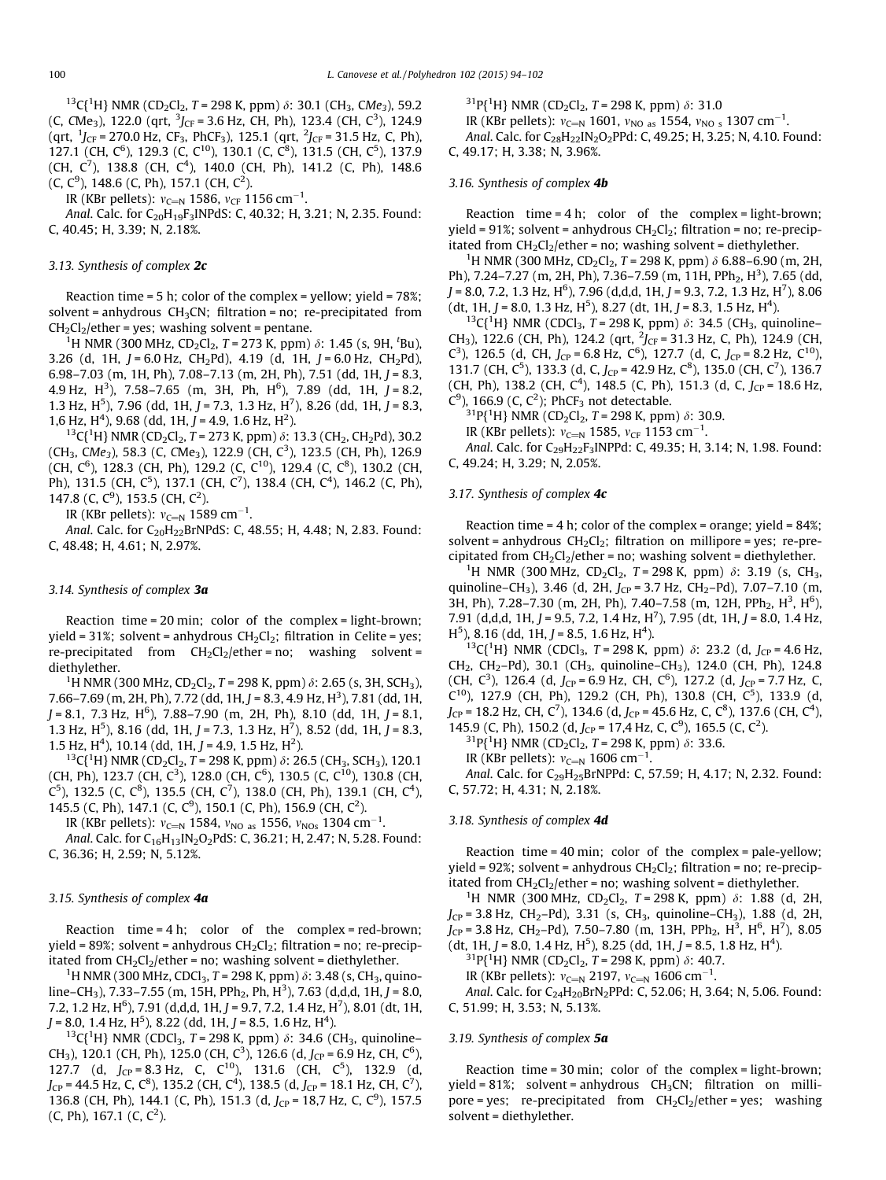$^{13}C\{^1H\}$ NMR ($CD_2Cl_2$, $T$ = 298 K, ppm) δ: 30.1 ($CH_3$, C*Me*$_3$), 59.2 (C, *C*Me$_3$), 122.0 (qrt, $^3J_{CF}$ = 3.6 Hz, CH, Ph), 123.4 (CH, $C^3$), 124.9 (qrt, $^1J_{CF}$ = 270.0 Hz, $CF_3$, $PhCF_3$), 125.1 (qrt, $^2J_{CF}$ = 31.5 Hz, C, Ph), 127.1 (CH, $C^6$), 129.3 (C, $C^{10}$), 130.1 (C, $C^8$), 131.5 (CH, $C^5$), 137.9 (CH, $C^7$), 138.8 (CH, $C^4$), 140.0 (CH, Ph), 141.2 (C, Ph), 148.6 (C, $C^9$), 148.6 (C, Ph), 157.1 (CH, $C^2$).

IR (KBr pellets): $\nu_{C=N}$ 1586, $\nu_{CF}$ 1156 $cm^{-1}$.

*Anal.* Calc. for $C_{20}H_{19}F_3INPdS$: C, 40.32; H, 3.21; N, 2.35. Found: C, 40.45; H, 3.39; N, 2.18%.

### 3.13. Synthesis of complex **2c**

Reaction time = 5 h; color of the complex = yellow; yield = 78%; solvent = anhydrous $CH_3CN$; filtration = no; re-precipitated from $CH_2Cl_2$/ether = yes; washing solvent = pentane.

$^1H$ NMR (300 MHz, $CD_2Cl_2$, $T$ = 273 K, ppm) δ: 1.45 (s, 9H, $^t$Bu), 3.26 (d, 1H, $J$ = 6.0 Hz, $CH_2Pd$), 4.19 (d, 1H, $J$ = 6.0 Hz, $CH_2Pd$), 6.98–7.03 (m, 1H, Ph), 7.08–7.13 (m, 2H, Ph), 7.51 (dd, 1H, $J$ = 8.3, 4.9 Hz, $H^3$), 7.58–7.65 (m, 3H, Ph, $H^6$), 7.89 (dd, 1H, $J$ = 8.2, 1.3 Hz, $H^5$), 7.96 (dd, 1H, $J$ = 7.3, 1.3 Hz, $H^7$), 8.26 (dd, 1H, $J$ = 8.3, 1,6 Hz, $H^4$), 9.68 (dd, 1H, $J$ = 4.9, 1.6 Hz, $H^2$).

$^{13}C\{^1H\}$ NMR ($CD_2Cl_2$, $T$ = 273 K, ppm) δ: 13.3 ($CH_2$, $CH_2Pd$), 30.2 ($CH_3$, C*Me*$_3$), 58.3 (C, *C*Me$_3$), 122.9 (CH, $C^3$), 123.5 (CH, Ph), 126.9 (CH, $C^6$), 128.3 (CH, Ph), 129.2 (C, $C^{10}$), 129.4 (C, $C^8$), 130.2 (CH, Ph), 131.5 (CH, $C^5$), 137.1 (CH, $C^7$), 138.4 (CH, $C^4$), 146.2 (C, Ph), 147.8 (C, $C^9$), 153.5 (CH, $C^2$).

IR (KBr pellets): $\nu_{C=N}$ 1589 $cm^{-1}$.

*Anal.* Calc. for $C_{20}H_{22}BrNPdS$: C, 48.55; H, 4.48; N, 2.83. Found: C, 48.48; H, 4.61; N, 2.97%.

### 3.14. Synthesis of complex **3a**

Reaction time = 20 min; color of the complex = light-brown; yield = 31%; solvent = anhydrous $CH_2Cl_2$; filtration in Celite = yes; re-precipitated from $CH_2Cl_2$/ether = no; washing solvent = diethylether.

$^1H$ NMR (300 MHz, $CD_2Cl_2$, $T$ = 298 K, ppm) δ: 2.65 (s, 3H, $SCH_3$), 7.66–7.69 (m, 2H, Ph), 7.72 (dd, 1H, $J$ = 8.3, 4.9 Hz, $H^3$), 7.81 (dd, 1H, $J$ = 8.1, 7.3 Hz, $H^6$), 7.88–7.90 (m, 2H, Ph), 8.10 (dd, 1H, $J$ = 8.1, 1.3 Hz, $H^5$), 8.16 (dd, 1H, $J$ = 7.3, 1.3 Hz, $H^7$), 8.52 (dd, 1H, $J$ = 8.3, 1.5 Hz, $H^4$), 10.14 (dd, 1H, $J$ = 4.9, 1.5 Hz, $H^2$).

$^{13}C\{^1H\}$ NMR ($CD_2Cl_2$, $T$ = 298 K, ppm) δ: 26.5 ($CH_3$, $SCH_3$), 120.1 (CH, Ph), 123.7 (CH, $C^3$), 128.0 (CH, $C^6$), 130.5 (C, $C^{10}$), 130.8 (CH, $C^5$), 132.5 (C, $C^8$), 135.5 (CH, $C^7$), 138.0 (CH, Ph), 139.1 (CH, $C^4$), 145.5 (C, Ph), 147.1 (C, $C^9$), 150.1 (C, Ph), 156.9 (CH, $C^2$).

IR (KBr pellets): $\nu_{C=N}$ 1584, $\nu_{NO\ as}$ 1556, $\nu_{NOs}$ 1304 $cm^{-1}$.

*Anal.* Calc. for $C_{16}H_{13}IN_2O_2PdS$: C, 36.21; H, 2.47; N, 5.28. Found: C, 36.36; H, 2.59; N, 5.12%.

### 3.15. Synthesis of complex **4a**

Reaction time = 4 h; color of the complex = red-brown; yield = 89%; solvent = anhydrous $CH_2Cl_2$; filtration = no; re-precipitated from $CH_2Cl_2$/ether = no; washing solvent = diethylether.

$^1H$ NMR (300 MHz, $CDCl_3$, $T$ = 298 K, ppm) δ: 3.48 (s, $CH_3$, quinoline–$CH_3$), 7.33–7.55 (m, 15H, $PPh_2$, Ph, $H^3$), 7.63 (d,d,d, 1H, $J$ = 8.0, 7.2, 1.2 Hz, $H^6$), 7.91 (d,d,d, 1H, $J$ = 9.7, 7.2, 1.4 Hz, $H^7$), 8.01 (dt, 1H, $J$ = 8.0, 1.4 Hz, $H^5$), 8.22 (dd, 1H, $J$ = 8.5, 1.6 Hz, $H^4$).

$^{13}C\{^1H\}$ NMR ($CDCl_3$, $T$ = 298 K, ppm) δ: 34.6 ($CH_3$, quinoline–$CH_3$), 120.1 (CH, Ph), 125.0 (CH, $C^3$), 126.6 (d, $J_{CP}$ = 6.9 Hz, CH, $C^6$), 127.7 (d, $J_{CP}$ = 8.3 Hz, C, $C^{10}$), 131.6 (CH, $C^5$), 132.9 (d, $J_{CP}$ = 44.5 Hz, C, $C^8$), 135.2 (CH, $C^4$), 138.5 (d, $J_{CP}$ = 18.1 Hz, CH, $C^7$), 136.8 (CH, Ph), 144.1 (C, Ph), 151.3 (d, $J_{CP}$ = 18,7 Hz, C, $C^9$), 157.5 (C, Ph), 167.1 (C, $C^2$).

$^{31}P\{^1H\}$ NMR ($CD_2Cl_2$, $T$ = 298 K, ppm) δ: 31.0

IR (KBr pellets): $\nu_{C=N}$ 1601, $\nu_{NO\ as}$ 1554, $\nu_{NO\ s}$ 1307 $cm^{-1}$.

*Anal.* Calc. for $C_{28}H_{22}IN_2O_2PPd$: C, 49.25; H, 3.25; N, 4.10. Found: C, 49.17; H, 3.38; N, 3.96%.

### 3.16. Synthesis of complex **4b**

Reaction time = 4 h; color of the complex = light-brown; yield = 91%; solvent = anhydrous $CH_2Cl_2$; filtration = no; re-precipitated from $CH_2Cl_2$/ether = no; washing solvent = diethylether.

$^1H$ NMR (300 MHz, $CD_2Cl_2$, $T$ = 298 K, ppm) δ 6.88–6.90 (m, 2H, Ph), 7.24–7.27 (m, 2H, Ph), 7.36–7.59 (m, 11H, $PPh_2$, $H^3$), 7.65 (dd, $J$ = 8.0, 7.2, 1.3 Hz, $H^6$), 7.96 (d,d,d, 1H, $J$ = 9.3, 7.2, 1.3 Hz, $H^7$), 8.06 (dt, 1H, $J$ = 8.0, 1.3 Hz, $H^5$), 8.27 (dt, 1H, $J$ = 8.3, 1.5 Hz, $H^4$).

$^{13}C\{^1H\}$ NMR ($CDCl_3$, $T$ = 298 K, ppm) δ: 34.5 ($CH_3$, quinoline–$CH_3$), 122.6 (CH, Ph), 124.2 (qrt, $^2J_{CF}$ = 31.3 Hz, C, Ph), 124.9 (CH, $C^3$), 126.5 (d, CH, $J_{CP}$ = 6.8 Hz, $C^6$), 127.7 (d, C, $J_{CP}$ = 8.2 Hz, $C^{10}$), 131.7 (CH, $C^5$), 133.3 (d, C, $J_{CP}$ = 42.9 Hz, $C^8$), 135.0 (CH, $C^7$), 136.7 (CH, Ph), 138.2 (CH, $C^4$), 148.5 (C, Ph), 151.3 (d, C, $J_{CP}$ = 18.6 Hz, $C^9$), 166.9 (C, $C^2$); $PhCF_3$ not detectable.

$^{31}P\{^1H\}$ NMR ($CD_2Cl_2$, $T$ = 298 K, ppm) δ: 30.9.

IR (KBr pellets): $\nu_{C=N}$ 1585, $\nu_{CF}$ 1153 $cm^{-1}$.

*Anal.* Calc. for $C_{29}H_{22}F_3INPPd$: C, 49.35; H, 3.14; N, 1.98. Found: C, 49.24; H, 3.29; N, 2.05%.

### 3.17. Synthesis of complex **4c**

Reaction time = 4 h; color of the complex = orange; yield = 84%; solvent = anhydrous $CH_2Cl_2$; filtration on millipore = yes; re-precipitated from $CH_2Cl_2$/ether = no; washing solvent = diethylether.

$^1H$ NMR (300 MHz, $CD_2Cl_2$, $T$ = 298 K, ppm) δ: 3.19 (s, $CH_3$, quinoline–$CH_3$), 3.46 (d, 2H, $J_{CP}$ = 3.7 Hz, $CH_2$–Pd), 7.07–7.10 (m, 3H, Ph), 7.28–7.30 (m, 2H, Ph), 7.40–7.58 (m, 12H, $PPh_2$, $H^3$, $H^6$), 7.91 (d,d,d, 1H, $J$ = 9.5, 7.2, 1.4 Hz, $H^7$), 7.95 (dt, 1H, $J$ = 8.0, 1.4 Hz, $H^5$), 8.16 (dd, 1H, $J$ = 8.5, 1.6 Hz, $H^4$).

$^{13}C\{^1H\}$ NMR ($CDCl_3$, $T$ = 298 K, ppm) δ: 23.2 (d, $J_{CP}$ = 4.6 Hz, $CH_2$, $CH_2$–Pd), 30.1 ($CH_3$, quinoline–$CH_3$), 124.0 (CH, Ph), 124.8 (CH, $C^3$), 126.4 (d, $J_{CP}$ = 6.9 Hz, CH, $C^6$), 127.2 (d, $J_{CP}$ = 7.7 Hz, C, $C^{10}$), 127.9 (CH, Ph), 129.2 (CH, Ph), 130.8 (CH, $C^5$), 133.9 (d, $J_{CP}$ = 18.2 Hz, CH, $C^7$), 134.6 (d, $J_{CP}$ = 45.6 Hz, C, $C^8$), 137.6 (CH, $C^4$), 145.9 (C, Ph), 150.2 (d, $J_{CP}$ = 17,4 Hz, C, $C^9$), 165.5 (C, $C^2$).

$^{31}P\{^1H\}$ NMR ($CD_2Cl_2$, $T$ = 298 K, ppm) δ: 33.6.

IR (KBr pellets): $\nu_{C=N}$ 1606 $cm^{-1}$.

*Anal.* Calc. for $C_{29}H_{25}BrNPPd$: C, 57.59; H, 4.17; N, 2.32. Found: C, 57.72; H, 4.31; N, 2.18%.

### 3.18. Synthesis of complex **4d**

Reaction time = 40 min; color of the complex = pale-yellow; yield = 92%; solvent = anhydrous $CH_2Cl_2$; filtration = no; re-precipitated from $CH_2Cl_2$/ether = no; washing solvent = diethylether.

$^1H$ NMR (300 MHz, $CD_2Cl_2$, $T$ = 298 K, ppm) δ: 1.88 (d, 2H, $J_{CP}$ = 3.8 Hz, $CH_2$–Pd), 3.31 (s, $CH_3$, quinoline–$CH_3$), 1.88 (d, 2H, $J_{CP}$ = 3.8 Hz, $CH_2$–Pd), 7.50–7.80 (m, 13H, $PPh_2$, $H^3$, $H^6$, $H^7$), 8.05 (dt, 1H, $J$ = 8.0, 1.4 Hz, $H^5$), 8.25 (dd, 1H, $J$ = 8.5, 1.8 Hz, $H^4$).

$^{31}P\{^1H\}$ NMR ($CD_2Cl_2$, $T$ = 298 K, ppm) δ: 40.7.

IR (KBr pellets): $\nu_{C\equiv N}$ 2197, $\nu_{C=N}$ 1606 $cm^{-1}$.

*Anal.* Calc. for $C_{24}H_{20}BrN_2PPd$: C, 52.06; H, 3.64; N, 5.06. Found: C, 51.99; H, 3.53; N, 5.13%.

### 3.19. Synthesis of complex **5a**

Reaction time = 30 min; color of the complex = light-brown; yield = 81%; solvent = anhydrous $CH_3CN$; filtration on millipore = yes; re-precipitated from $CH_2Cl_2$/ether = yes; washing solvent = diethylether.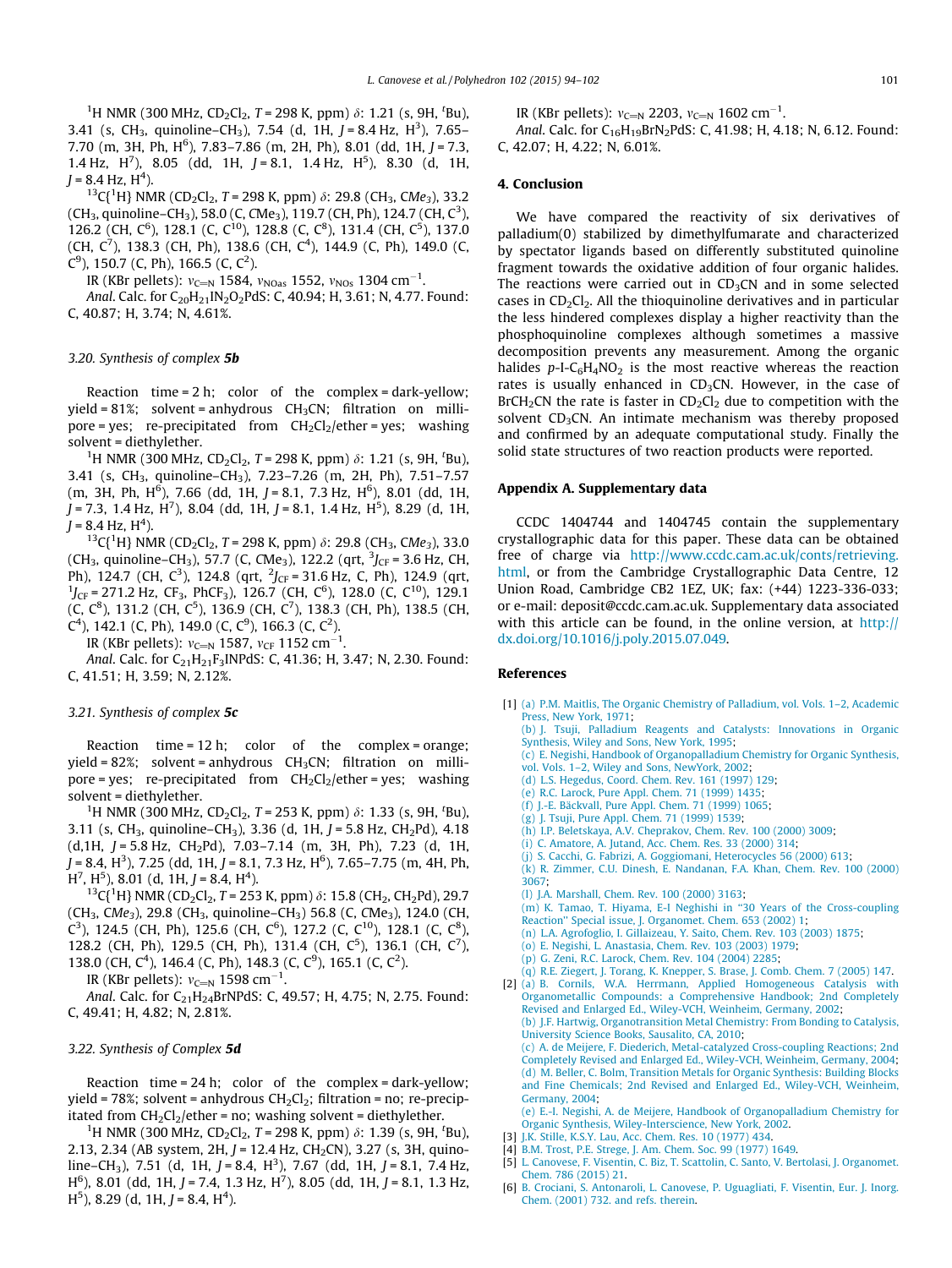$^1$H NMR (300 MHz, $CD_2Cl_2$, $T$ = 298 K, ppm) δ: 1.21 (s, 9H, $^t$Bu), 3.41 (s, $CH_3$, quinoline–$CH_3$), 7.54 (d, 1H, $J$ = 8.4 Hz, $H^3$), 7.65–7.70 (m, 3H, Ph, $H^6$), 7.83–7.86 (m, 2H, Ph), 8.01 (dd, 1H, $J$ = 7.3, 1.4 Hz, $H^7$), 8.05 (dd, 1H, $J$ = 8.1, 1.4 Hz, $H^5$), 8.30 (d, 1H, $J$ = 8.4 Hz, $H^4$).

$^{13}$C{$^1$H} NMR ($CD_2Cl_2$, $T$ = 298 K, ppm) δ: 29.8 ($CH_3$, C$Me_3$), 33.2 ($CH_3$, quinoline–$CH_3$), 58.0 (C, $C$Me$_3$), 119.7 (CH, Ph), 124.7 (CH, $C^3$), 126.2 (CH, $C^6$), 128.1 (C, $C^{10}$), 128.8 (C, $C^8$), 131.4 (CH, $C^5$), 137.0 (CH, $C^7$), 138.3 (CH, Ph), 138.6 (CH, $C^4$), 144.9 (C, Ph), 149.0 (C, $C^9$), 150.7 (C, Ph), 166.5 (C, $C^2$).

IR (KBr pellets): $\nu_{C=N}$ 1584, $\nu_{NOas}$ 1552, $\nu_{NOs}$ 1304 cm$^{-1}$.

*Anal.* Calc. for $C_{20}H_{21}IN_2O_2PdS$: C, 40.94; H, 3.61; N, 4.77. Found: C, 40.87; H, 3.74; N, 4.61%.

### 3.20. Synthesis of complex **5b**

Reaction time = 2 h; color of the complex = dark-yellow; yield = 81%; solvent = anhydrous $CH_3CN$; filtration on millipore = yes; re-precipitated from $CH_2Cl_2$/ether = yes; washing solvent = diethylether.

$^1$H NMR (300 MHz, $CD_2Cl_2$, $T$ = 298 K, ppm) δ: 1.21 (s, 9H, $^t$Bu), 3.41 (s, $CH_3$, quinoline–$CH_3$), 7.23–7.26 (m, 2H, Ph), 7.51–7.57 (m, 3H, Ph, $H^6$), 7.66 (dd, 1H, $J$ = 8.1, 7.3 Hz, $H^6$), 8.01 (dd, 1H, $J$ = 7.3, 1.4 Hz, $H^7$), 8.04 (dd, 1H, $J$ = 8.1, 1.4 Hz, $H^5$), 8.29 (d, 1H, $J$ = 8.4 Hz, $H^4$).

$^{13}$C{$^1$H} NMR ($CD_2Cl_2$, $T$ = 298 K, ppm) δ: 29.8 ($CH_3$, C$Me_3$), 33.0 ($CH_3$, quinoline–$CH_3$), 57.7 (C, $C$Me$_3$), 122.2 (qrt, $^3J_{CF}$ = 3.6 Hz, CH, Ph), 124.7 (CH, $C^3$), 124.8 (qrt, $^2J_{CF}$ = 31.6 Hz, C, Ph), 124.9 (qrt, $^1J_{CF}$ = 271.2 Hz, $CF_3$, Ph$CF_3$), 126.7 (CH, $C^6$), 128.0 (C, $C^{10}$), 129.1 (C, $C^8$), 131.2 (CH, $C^5$), 136.9 (CH, $C^7$), 138.3 (CH, Ph), 138.5 (CH, $C^4$), 142.1 (C, Ph), 149.0 (C, $C^9$), 166.3 (C, $C^2$).

IR (KBr pellets): $\nu_{C=N}$ 1587, $\nu_{CF}$ 1152 cm$^{-1}$.

*Anal.* Calc. for $C_{21}H_{21}F_3INPdS$: C, 41.36; H, 3.47; N, 2.30. Found: C, 41.51; H, 3.59; N, 2.12%.

### 3.21. Synthesis of complex **5c**

Reaction time = 12 h; color of the complex = orange; yield = 82%; solvent = anhydrous $CH_3CN$; filtration on millipore = yes; re-precipitated from $CH_2Cl_2$/ether = yes; washing solvent = diethylether.

$^1$H NMR (300 MHz, $CD_2Cl_2$, $T$ = 253 K, ppm) δ: 1.33 (s, 9H, $^t$Bu), 3.11 (s, $CH_3$, quinoline–$CH_3$), 3.36 (d, 1H, $J$ = 5.8 Hz, $CH_2$Pd), 4.18 (d,1H, $J$ = 5.8 Hz, $CH_2$Pd), 7.03–7.14 (m, 3H, Ph), 7.23 (d, 1H, $J$ = 8.4, $H^3$), 7.25 (dd, 1H, $J$ = 8.1, 7.3 Hz, $H^6$), 7.65–7.75 (m, 4H, Ph, $H^7$, $H^5$), 8.01 (d, 1H, $J$ = 8.4, $H^4$).

$^{13}$C{$^1$H} NMR ($CD_2Cl_2$, $T$ = 253 K, ppm) δ: 15.8 ($CH_2$, $CH_2$Pd), 29.7 ($CH_3$, C$Me_3$), 29.8 ($CH_3$, quinoline–$CH_3$) 56.8 (C, $C$Me$_3$), 124.0 (CH, $C^3$), 124.5 (CH, Ph), 125.6 (CH, $C^6$), 127.2 (C, $C^{10}$), 128.1 (C, $C^8$), 128.2 (CH, Ph), 129.5 (CH, Ph), 131.4 (CH, $C^5$), 136.1 (CH, $C^7$), 138.0 (CH, $C^4$), 146.4 (C, Ph), 148.3 (C, $C^9$), 165.1 (C, $C^2$).

IR (KBr pellets): $\nu_{C=N}$ 1598 cm$^{-1}$.

*Anal.* Calc. for $C_{21}H_{24}BrNPdS$: C, 49.57; H, 4.75; N, 2.75. Found: C, 49.41; H, 4.82; N, 2.81%.

### 3.22. Synthesis of Complex **5d**

Reaction time = 24 h; color of the complex = dark-yellow; yield = 78%; solvent = anhydrous $CH_2Cl_2$; filtration = no; re-precipitated from $CH_2Cl_2$/ether = no; washing solvent = diethylether.

$^1$H NMR (300 MHz, $CD_2Cl_2$, $T$ = 298 K, ppm) δ: 1.39 (s, 9H, $^t$Bu), 2.13, 2.34 (AB system, 2H, $J$ = 12.4 Hz, $CH_2$CN), 3.27 (s, 3H, quinoline–$CH_3$), 7.51 (d, 1H, $J$ = 8.4, $H^3$), 7.67 (dd, 1H, $J$ = 8.1, 7.4 Hz, $H^6$), 8.01 (dd, 1H, $J$ = 7.4, 1.3 Hz, $H^7$), 8.05 (dd, 1H, $J$ = 8.1, 1.3 Hz, $H^5$), 8.29 (d, 1H, $J$ = 8.4, $H^4$).

IR (KBr pellets): $\nu_{C\equiv N}$ 2203, $\nu_{C=N}$ 1602 cm$^{-1}$.

*Anal.* Calc. for $C_{16}H_{19}BrN_2PdS$: C, 41.98; H, 4.18; N, 6.12. Found: C, 42.07; H, 4.22; N, 6.01%.

## 4. Conclusion

We have compared the reactivity of six derivatives of palladium(0) stabilized by dimethylfumarate and characterized by spectator ligands based on differently substituted quinoline fragment towards the oxidative addition of four organic halides. The reactions were carried out in $CH_3CN$ and in some selected cases in $CD_2Cl_2$. All the thioquinoline derivatives and in particular the less hindered complexes display a higher reactivity than the phosphoquinoline complexes although sometimes a massive decomposition prevents any measurement. Among the organic halides $p$-I-$C_6H_4NO_2$ is the most reactive whereas the reaction rates is usually enhanced in $CD_3CN$. However, in the case of $BrCH_2CN$ the rate is faster in $CD_2Cl_2$ due to competition with the solvent $CD_3CN$. An intimate mechanism was thereby proposed and confirmed by an adequate computational study. Finally the solid state structures of two reaction products were reported.

## Appendix A. Supplementary data

CCDC 1404744 and 1404745 contain the supplementary crystallographic data for this paper. These data can be obtained free of charge via http://www.ccdc.cam.ac.uk/conts/retrieving.html, or from the Cambridge Crystallographic Data Centre, 12 Union Road, Cambridge CB2 1EZ, UK; fax: (+44) 1223-336-033; or e-mail: deposit@ccdc.cam.ac.uk. Supplementary data associated with this article can be found, in the online version, at http://dx.doi.org/10.1016/j.poly.2015.07.049.

## References

[1] (a) P.M. Maitlis, The Organic Chemistry of Palladium, vol. Vols. 1–2, Academic Press, New York, 1971;
(b) J. Tsuji, Palladium Reagents and Catalysts: Innovations in Organic Synthesis, Wiley and Sons, New York, 1995;
(c) E. Negishi, Handbook of Organopalladium Chemistry for Organic Synthesis, vol. Vols. 1–2, Wiley and Sons, NewYork, 2002;
(d) L.S. Hegedus, Coord. Chem. Rev. 161 (1997) 129;
(e) R.C. Larock, Pure Appl. Chem. 71 (1999) 1435;
(f) J.-E. Bäckvall, Pure Appl. Chem. 71 (1999) 1065;
(g) J. Tsuji, Pure Appl. Chem. 71 (1999) 1539;
(h) I.P. Beletskaya, A.V. Cheprakov, Chem. Rev. 100 (2000) 3009;
(i) C. Amatore, A. Jutand, Acc. Chem. Res. 33 (2000) 314;
(j) S. Cacchi, G. Fabrizi, A. Goggiomani, Heterocycles 56 (2000) 613;
(k) R. Zimmer, C.U. Dinesh, E. Nandanan, F.A. Khan, Chem. Rev. 100 (2000) 3067;
(l) J.A. Marshall, Chem. Rev. 100 (2000) 3163;
(m) K. Tamao, T. Hiyama, E-I Neghishi in "30 Years of the Cross-coupling Reaction" Special issue, J. Organomet. Chem. 653 (2002) 1;
(n) L.A. Agrofoglio, I. Gillaizeau, Y. Saito, Chem. Rev. 103 (2003) 1875;
(o) E. Negishi, L. Anastasia, Chem. Rev. 103 (2003) 1979;
(p) G. Zeni, R.C. Larock, Chem. Rev. 104 (2004) 2285;
(q) R.E. Ziegert, J. Torang, K. Knepper, S. Brase, J. Comb. Chem. 7 (2005) 147.

[2] (a) B. Cornils, W.A. Herrmann, Applied Homogeneous Catalysis with Organometallic Compounds: a Comprehensive Handbook; 2nd Completely Revised and Enlarged Ed., Wiley-VCH, Weinheim, Germany, 2002;
(b) J.F. Hartwig, Organotransition Metal Chemistry: From Bonding to Catalysis, University Science Books, Sausalito, CA, 2010;
(c) A. de Meijere, F. Diederich, Metal-catalyzed Cross-coupling Reactions; 2nd Completely Revised and Enlarged Ed., Wiley-VCH, Weinheim, Germany, 2004;
(d) M. Beller, C. Bolm, Transition Metals for Organic Synthesis: Building Blocks and Fine Chemicals; 2nd Revised and Enlarged Ed., Wiley-VCH, Weinheim, Germany, 2004;
(e) E.-I. Negishi, A. de Meijere, Handbook of Organopalladium Chemistry for Organic Synthesis, Wiley-Interscience, New York, 2002.

[3] J.K. Stille, K.S.Y. Lau, Acc. Chem. Res. 10 (1977) 434.

[4] B.M. Trost, P.E. Strege, J. Am. Chem. Soc. 99 (1977) 1649.

[5] L. Canovese, F. Visentin, C. Biz, T. Scattolin, C. Santo, V. Bertolasi, J. Organomet. Chem. 786 (2015) 21.

[6] B. Crociani, S. Antonaroli, L. Canovese, P. Uguagliati, F. Visentin, Eur. J. Inorg. Chem. (2001) 732. and refs. therein.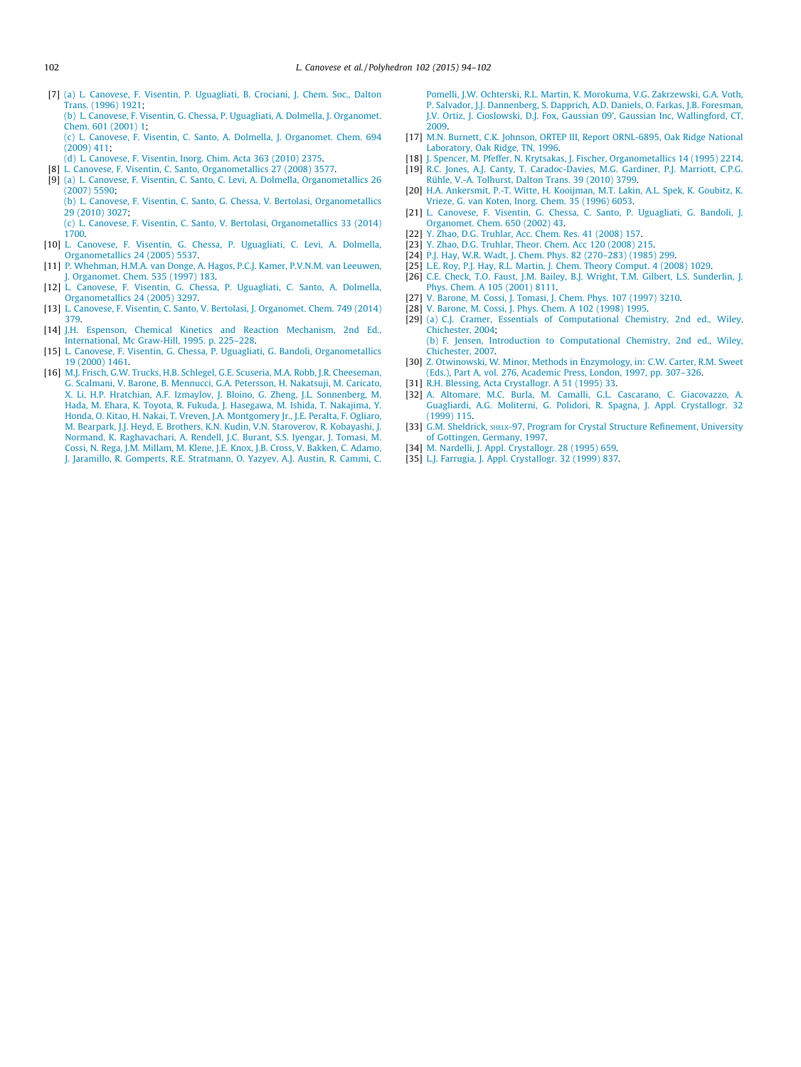[7] (a) L. Canovese, F. Visentin, P. Uguagliati, B. Crociani, J. Chem. Soc., Dalton Trans. (1996) 1921;
(b) L. Canovese, F. Visentin, G. Chessa, P. Uguagliati, A. Dolmella, J. Organomet. Chem. 601 (2001) 1;
(c) L. Canovese, F. Visentin, C. Santo, A. Dolmella, J. Organomet. Chem. 694 (2009) 411;
(d) L. Canovese, F. Visentin, Inorg. Chim. Acta 363 (2010) 2375.

[8] L. Canovese, F. Visentin, C. Santo, Organometallics 27 (2008) 3577.

[9] (a) L. Canovese, F. Visentin, C. Santo, C. Levi, A. Dolmella, Organometallics 26 (2007) 5590;
(b) L. Canovese, F. Visentin, C. Santo, G. Chessa, V. Bertolasi, Organometallics 29 (2010) 3027;
(c) L. Canovese, F. Visentin, C. Santo, V. Bertolasi, Organometallics 33 (2014) 1700.

[10] L. Canovese, F. Visentin, G. Chessa, P. Uguagliati, C. Levi, A. Dolmella, Organometallics 24 (2005) 5537.

[11] P. Whehman, H.M.A. van Donge, A. Hagos, P.C.J. Kamer, P.V.N.M. van Leeuwen, J. Organomet. Chem. 535 (1997) 183.

[12] L. Canovese, F. Visentin, G. Chessa, P. Uguagliati, C. Santo, A. Dolmella, Organometallics 24 (2005) 3297.

[13] L. Canovese, F. Visentin, C. Santo, V. Bertolasi, J. Organomet. Chem. 749 (2014) 379.

[14] J.H. Espenson, Chemical Kinetics and Reaction Mechanism, 2nd Ed., International, Mc Graw-Hill, 1995. p. 225–228.

[15] L. Canovese, F. Visentin, G. Chessa, P. Uguagliati, G. Bandoli, Organometallics 19 (2000) 1461.

[16] M.J. Frisch, G.W. Trucks, H.B. Schlegel, G.E. Scuseria, M.A. Robb, J.R. Cheeseman, G. Scalmani, V. Barone, B. Mennucci, G.A. Petersson, H. Nakatsuji, M. Caricato, X. Li, H.P. Hratchian, A.F. Izmaylov, J. Bloino, G. Zheng, J.L. Sonnenberg, M. Hada, M. Ehara, K. Toyota, R. Fukuda, J. Hasegawa, M. Ishida, T. Nakajima, Y. Honda, O. Kitao, H. Nakai, T. Vreven, J.A. Montgomery Jr., J.E. Peralta, F. Ogliaro, M. Bearpark, J.J. Heyd, E. Brothers, K.N. Kudin, V.N. Staroverov, R. Kobayashi, J. Normand, K. Raghavachari, A. Rendell, J.C. Burant, S.S. Iyengar, J. Tomasi, M. Cossi, N. Rega, J.M. Millam, M. Klene, J.E. Knox, J.B. Cross, V. Bakken, C. Adamo, J. Jaramillo, R. Gomperts, R.E. Stratmann, O. Yazyev, A.J. Austin, R. Cammi, C. Pomelli, J.W. Ochterski, R.L. Martin, K. Morokuma, V.G. Zakrzewski, G.A. Voth, P. Salvador, J.J. Dannenberg, S. Dapprich, A.D. Daniels, O. Farkas, J.B. Foresman, J.V. Ortiz, J. Cioslowski, D.J. Fox, Gaussian 09', Gaussian Inc, Wallingford, CT, 2009.

[17] M.N. Burnett, C.K. Johnson, ORTEP III, Report ORNL-6895, Oak Ridge National Laboratory, Oak Ridge, TN, 1996.

[18] J. Spencer, M. Pfeffer, N. Krytsakas, J. Fischer, Organometallics 14 (1995) 2214.

[19] R.C. Jones, A.J. Canty, T. Caradoc-Davies, M.G. Gardiner, P.J. Marriott, C.P.G. Rühle, V.-A. Tolhurst, Dalton Trans. 39 (2010) 3799.

[20] H.A. Ankersmit, P.-T. Witte, H. Kooijman, M.T. Lakin, A.L. Spek, K. Goubitz, K. Vrieze, G. van Koten, Inorg. Chem. 35 (1996) 6053.

[21] L. Canovese, F. Visentin, G. Chessa, C. Santo, P. Uguagliati, G. Bandoli, J. Organomet. Chem. 650 (2002) 43.

[22] Y. Zhao, D.G. Truhlar, Acc. Chem. Res. 41 (2008) 157.

[23] Y. Zhao, D.G. Truhlar, Theor. Chem. Acc 120 (2008) 215.

[24] P.J. Hay, W.R. Wadt, J. Chem. Phys. 82 (270–283) (1985) 299.

[25] L.E. Roy, P.J. Hay, R.L. Martin, J. Chem. Theory Comput. 4 (2008) 1029.

[26] C.E. Check, T.O. Faust, J.M. Bailey, B.J. Wright, T.M. Gilbert, L.S. Sunderlin, J. Phys. Chem. A 105 (2001) 8111.

[27] V. Barone, M. Cossi, J. Tomasi, J. Chem. Phys. 107 (1997) 3210.

[28] V. Barone, M. Cossi, J. Phys. Chem. A 102 (1998) 1995.

[29] (a) C.J. Cramer, Essentials of Computational Chemistry, 2nd ed., Wiley, Chichester, 2004;
(b) F. Jensen, Introduction to Computational Chemistry, 2nd ed., Wiley, Chichester, 2007.

[30] Z. Otwinowski, W. Minor, Methods in Enzymology, in: C.W. Carter, R.M. Sweet (Eds.), Part A, vol. 276, Academic Press, London, 1997, pp. 307–326.

[31] R.H. Blessing, Acta Crystallogr. A 51 (1995) 33.

[32] A. Altomare, M.C. Burla, M. Camalli, G.L. Cascarano, C. Giacovazzo, A. Guagliardi, A.G. Moliterni, G. Polidori, R. Spagna, J. Appl. Crystallogr. 32 (1999) 115.

[33] G.M. Sheldrick, SHELX-97, Program for Crystal Structure Refinement, University of Gottingen, Germany, 1997.

[34] M. Nardelli, J. Appl. Crystallogr. 28 (1995) 659.

[35] L.J. Farrugia, J. Appl. Crystallogr. 32 (1999) 837.